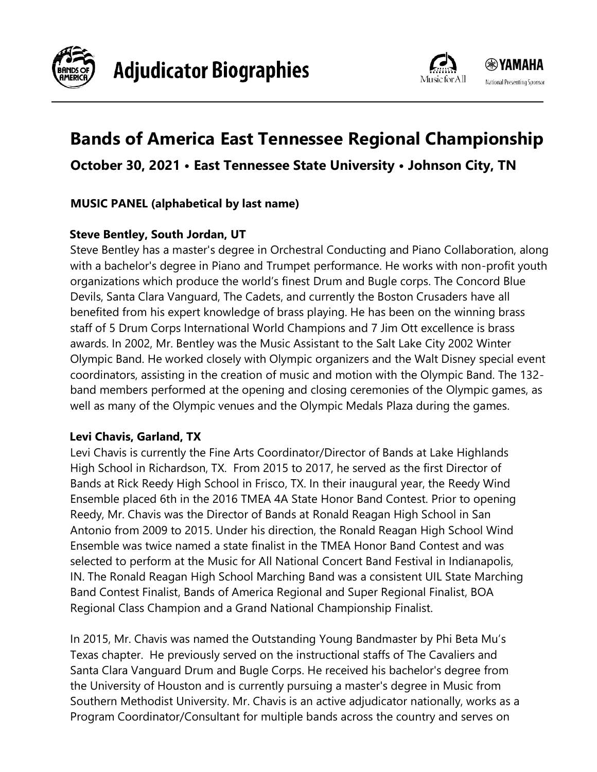# Adjudicator Biographies

## Bands of America East Tennessee Regional Championship

### October 30, 2021 • East Tennessee State University • Johnson City, TN

**MUSIC PANEL (alphabetical by last name)**

**Steve Bentley, South Jordan, UT**

Steve Bentley has a master's degree in Orchestral Conducting and Piano Collaboration, along with a bachelor's degree in Piano and Trumpet performance. He works with non-profit youth organizations which produce the world's finest Drum and Bugle corps. The Concord Blue Devils, Santa Clara Vanguard, The Cadets, and currently the Boston Crusaders have all benefited from his expert knowledge of brass playing. He has been on the winning brass staff of 5 Drum Corps International World Champions and 7 Jim Ott excellence is brass awards. In 2002, Mr. Bentley was the Music Assistant to the Salt Lake City 2002 Winter Olympic Band. He worked closely with Olympic organizers and the Walt Disney special event coordinators, assisting in the creation of music and motion with the Olympic Band. The 132-band members performed at the opening and closing ceremonies of the Olympic games, as well as many of the Olympic venues and the Olympic Medals Plaza during the games.

**Levi Chavis, Garland, TX**

Levi Chavis is currently the Fine Arts Coordinator/Director of Bands at Lake Highlands High School in Richardson, TX. From 2015 to 2017, he served as the first Director of Bands at Rick Reedy High School in Frisco, TX. In their inaugural year, the Reedy Wind Ensemble placed 6th in the 2016 TMEA 4A State Honor Band Contest. Prior to opening Reedy, Mr. Chavis was the Director of Bands at Ronald Reagan High School in San Antonio from 2009 to 2015. Under his direction, the Ronald Reagan High School Wind Ensemble was twice named a state finalist in the TMEA Honor Band Contest and was selected to perform at the Music for All National Concert Band Festival in Indianapolis, IN. The Ronald Reagan High School Marching Band was a consistent UIL State Marching Band Contest Finalist, Bands of America Regional and Super Regional Finalist, BOA Regional Class Champion and a Grand National Championship Finalist.

In 2015, Mr. Chavis was named the Outstanding Young Bandmaster by Phi Beta Mu's Texas chapter. He previously served on the instructional staffs of The Cavaliers and Santa Clara Vanguard Drum and Bugle Corps. He received his bachelor's degree from the University of Houston and is currently pursuing a master's degree in Music from Southern Methodist University. Mr. Chavis is an active adjudicator nationally, works as a Program Coordinator/Consultant for multiple bands across the country and serves on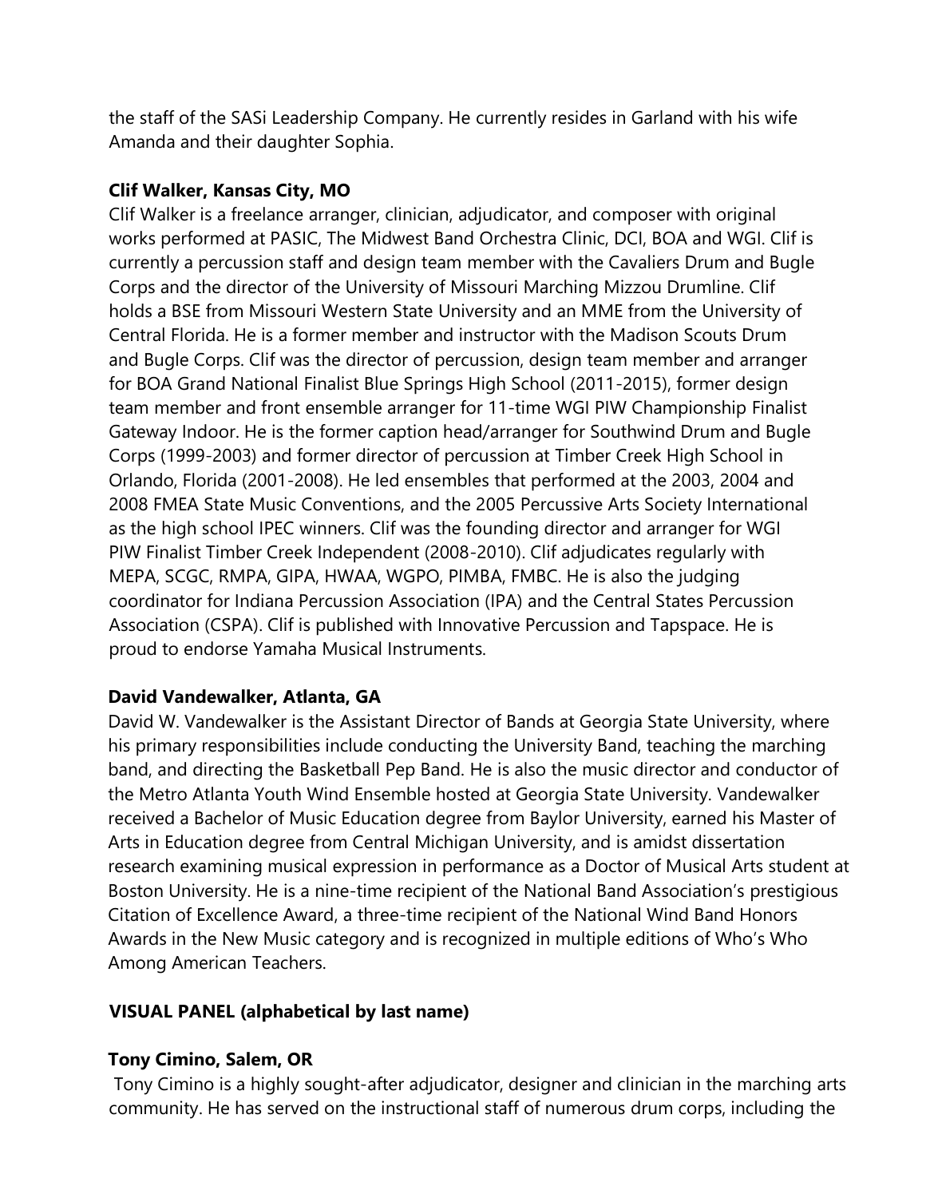the staff of the SASi Leadership Company. He currently resides in Garland with his wife Amanda and their daughter Sophia.

**Clif Walker, Kansas City, MO**

Clif Walker is a freelance arranger, clinician, adjudicator, and composer with original works performed at PASIC, The Midwest Band Orchestra Clinic, DCI, BOA and WGI. Clif is currently a percussion staff and design team member with the Cavaliers Drum and Bugle Corps and the director of the University of Missouri Marching Mizzou Drumline. Clif holds a BSE from Missouri Western State University and an MME from the University of Central Florida. He is a former member and instructor with the Madison Scouts Drum and Bugle Corps. Clif was the director of percussion, design team member and arranger for BOA Grand National Finalist Blue Springs High School (2011-2015), former design team member and front ensemble arranger for 11-time WGI PIW Championship Finalist Gateway Indoor. He is the former caption head/arranger for Southwind Drum and Bugle Corps (1999-2003) and former director of percussion at Timber Creek High School in Orlando, Florida (2001-2008). He led ensembles that performed at the 2003, 2004 and 2008 FMEA State Music Conventions, and the 2005 Percussive Arts Society International as the high school IPEC winners. Clif was the founding director and arranger for WGI PIW Finalist Timber Creek Independent (2008-2010). Clif adjudicates regularly with MEPA, SCGC, RMPA, GIPA, HWAA, WGPO, PIMBA, FMBC. He is also the judging coordinator for Indiana Percussion Association (IPA) and the Central States Percussion Association (CSPA). Clif is published with Innovative Percussion and Tapspace. He is proud to endorse Yamaha Musical Instruments.

**David Vandewalker, Atlanta, GA**

David W. Vandewalker is the Assistant Director of Bands at Georgia State University, where his primary responsibilities include conducting the University Band, teaching the marching band, and directing the Basketball Pep Band. He is also the music director and conductor of the Metro Atlanta Youth Wind Ensemble hosted at Georgia State University. Vandewalker received a Bachelor of Music Education degree from Baylor University, earned his Master of Arts in Education degree from Central Michigan University, and is amidst dissertation research examining musical expression in performance as a Doctor of Musical Arts student at Boston University. He is a nine-time recipient of the National Band Association's prestigious Citation of Excellence Award, a three-time recipient of the National Wind Band Honors Awards in the New Music category and is recognized in multiple editions of Who's Who Among American Teachers.

**VISUAL PANEL (alphabetical by last name)**

**Tony Cimino, Salem, OR**

Tony Cimino is a highly sought-after adjudicator, designer and clinician in the marching arts community. He has served on the instructional staff of numerous drum corps, including the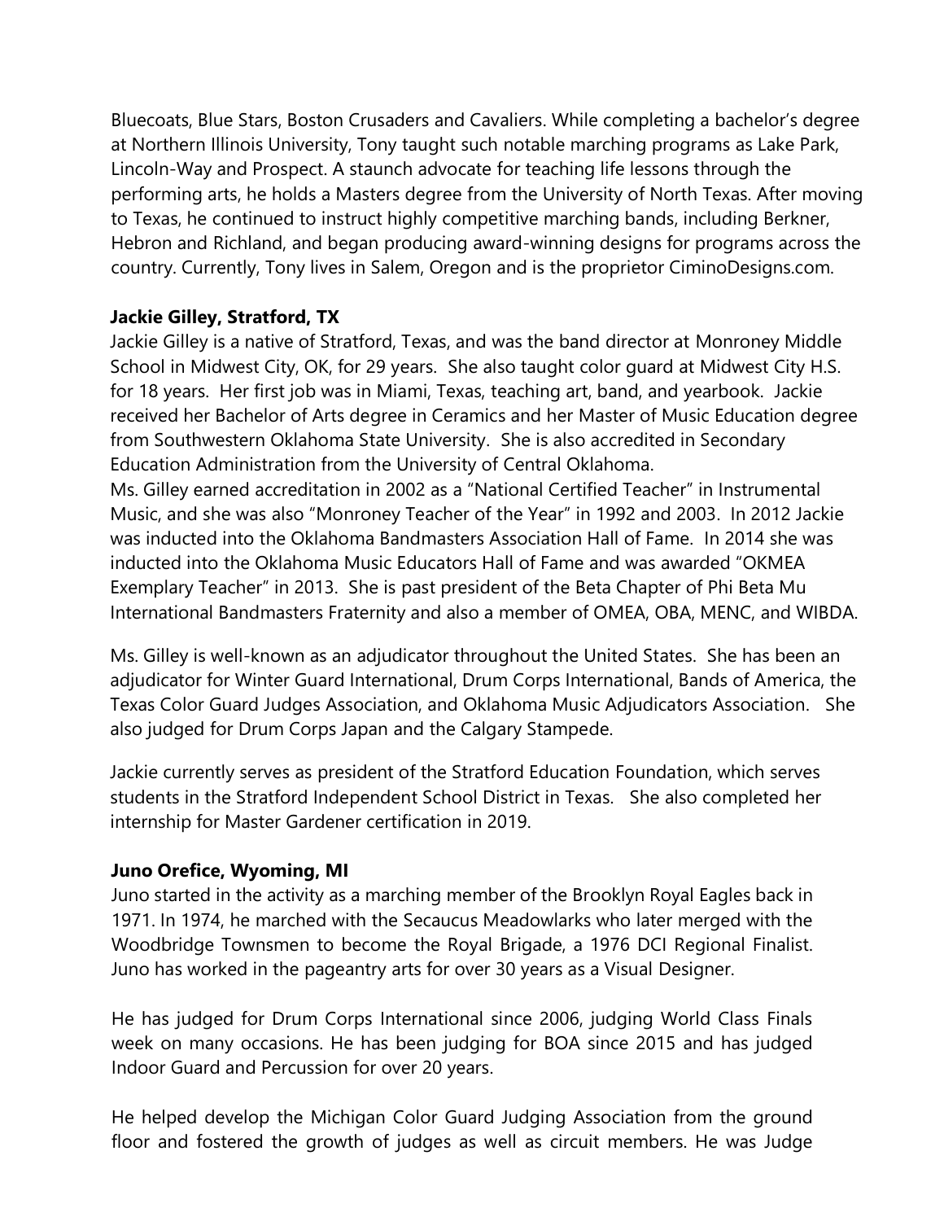Bluecoats, Blue Stars, Boston Crusaders and Cavaliers. While completing a bachelor's degree at Northern Illinois University, Tony taught such notable marching programs as Lake Park, Lincoln-Way and Prospect. A staunch advocate for teaching life lessons through the performing arts, he holds a Masters degree from the University of North Texas. After moving to Texas, he continued to instruct highly competitive marching bands, including Berkner, Hebron and Richland, and began producing award-winning designs for programs across the country. Currently, Tony lives in Salem, Oregon and is the proprietor CiminoDesigns.com.

**Jackie Gilley, Stratford, TX**

Jackie Gilley is a native of Stratford, Texas, and was the band director at Monroney Middle School in Midwest City, OK, for 29 years. She also taught color guard at Midwest City H.S. for 18 years. Her first job was in Miami, Texas, teaching art, band, and yearbook. Jackie received her Bachelor of Arts degree in Ceramics and her Master of Music Education degree from Southwestern Oklahoma State University. She is also accredited in Secondary Education Administration from the University of Central Oklahoma.

Ms. Gilley earned accreditation in 2002 as a "National Certified Teacher" in Instrumental Music, and she was also "Monroney Teacher of the Year" in 1992 and 2003. In 2012 Jackie was inducted into the Oklahoma Bandmasters Association Hall of Fame. In 2014 she was inducted into the Oklahoma Music Educators Hall of Fame and was awarded "OKMEA Exemplary Teacher" in 2013. She is past president of the Beta Chapter of Phi Beta Mu International Bandmasters Fraternity and also a member of OMEA, OBA, MENC, and WIBDA.

Ms. Gilley is well-known as an adjudicator throughout the United States. She has been an adjudicator for Winter Guard International, Drum Corps International, Bands of America, the Texas Color Guard Judges Association, and Oklahoma Music Adjudicators Association. She also judged for Drum Corps Japan and the Calgary Stampede.

Jackie currently serves as president of the Stratford Education Foundation, which serves students in the Stratford Independent School District in Texas. She also completed her internship for Master Gardener certification in 2019.

**Juno Orefice, Wyoming, MI**

Juno started in the activity as a marching member of the Brooklyn Royal Eagles back in 1971. In 1974, he marched with the Secaucus Meadowlarks who later merged with the Woodbridge Townsmen to become the Royal Brigade, a 1976 DCI Regional Finalist. Juno has worked in the pageantry arts for over 30 years as a Visual Designer.

He has judged for Drum Corps International since 2006, judging World Class Finals week on many occasions. He has been judging for BOA since 2015 and has judged Indoor Guard and Percussion for over 20 years.

He helped develop the Michigan Color Guard Judging Association from the ground floor and fostered the growth of judges as well as circuit members. He was Judge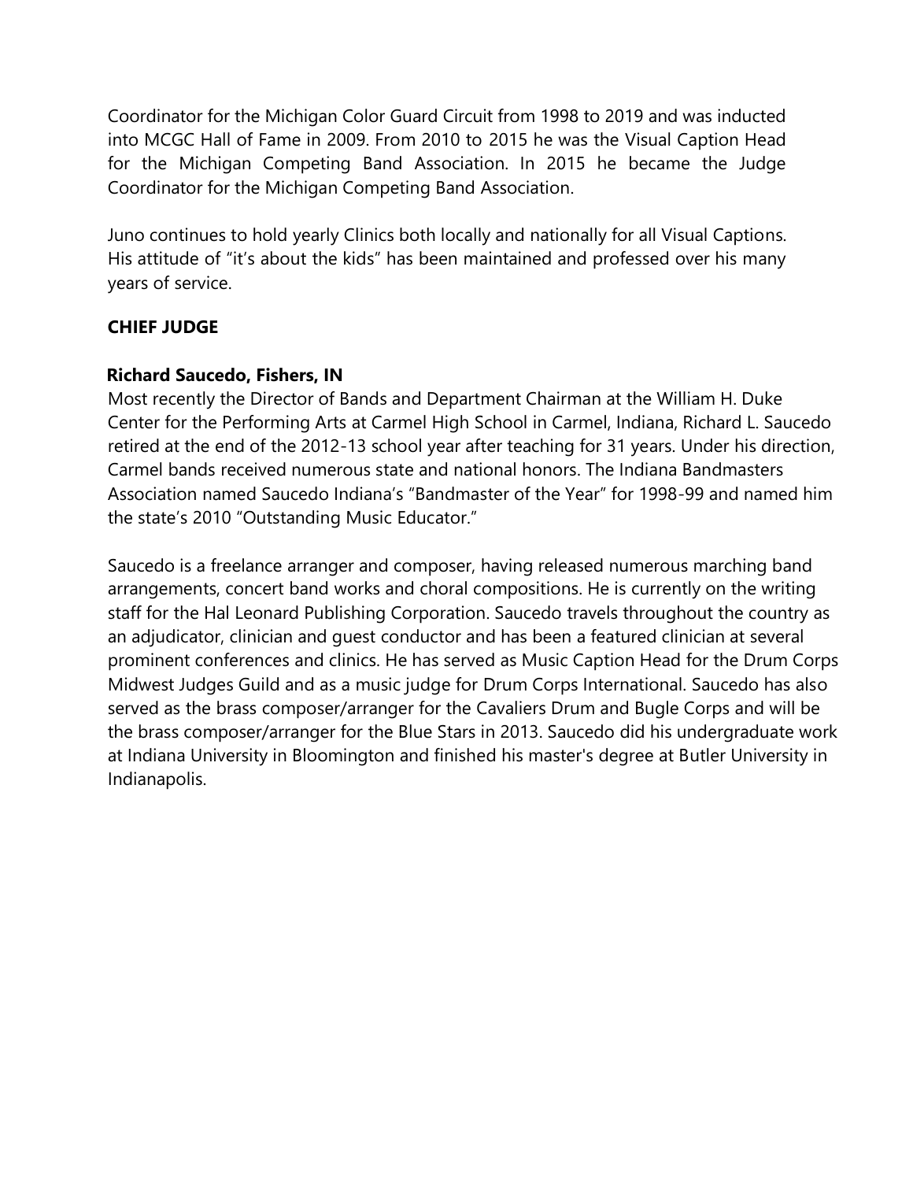Coordinator for the Michigan Color Guard Circuit from 1998 to 2019 and was inducted into MCGC Hall of Fame in 2009. From 2010 to 2015 he was the Visual Caption Head for the Michigan Competing Band Association. In 2015 he became the Judge Coordinator for the Michigan Competing Band Association.

Juno continues to hold yearly Clinics both locally and nationally for all Visual Captions. His attitude of "it's about the kids" has been maintained and professed over his many years of service.

## CHIEF JUDGE

**Richard Saucedo, Fishers, IN**

Most recently the Director of Bands and Department Chairman at the William H. Duke Center for the Performing Arts at Carmel High School in Carmel, Indiana, Richard L. Saucedo retired at the end of the 2012-13 school year after teaching for 31 years. Under his direction, Carmel bands received numerous state and national honors. The Indiana Bandmasters Association named Saucedo Indiana's "Bandmaster of the Year" for 1998-99 and named him the state's 2010 "Outstanding Music Educator."

Saucedo is a freelance arranger and composer, having released numerous marching band arrangements, concert band works and choral compositions. He is currently on the writing staff for the Hal Leonard Publishing Corporation. Saucedo travels throughout the country as an adjudicator, clinician and guest conductor and has been a featured clinician at several prominent conferences and clinics. He has served as Music Caption Head for the Drum Corps Midwest Judges Guild and as a music judge for Drum Corps International. Saucedo has also served as the brass composer/arranger for the Cavaliers Drum and Bugle Corps and will be the brass composer/arranger for the Blue Stars in 2013. Saucedo did his undergraduate work at Indiana University in Bloomington and finished his master's degree at Butler University in Indianapolis.